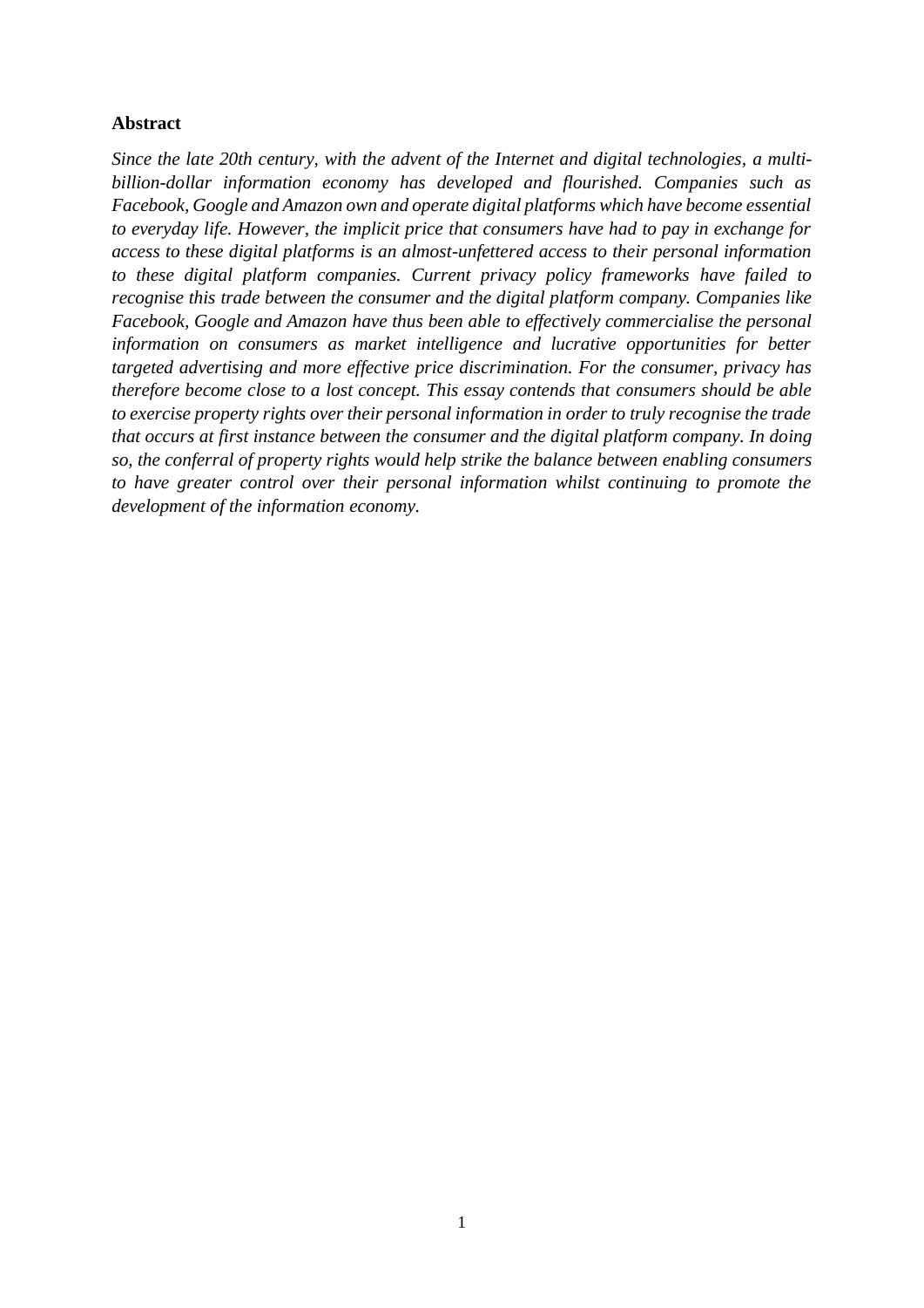**Abstract**

*Since the late 20th century, with the advent of the Internet and digital technologies, a multi-billion-dollar information economy has developed and flourished. Companies such as Facebook, Google and Amazon own and operate digital platforms which have become essential to everyday life. However, the implicit price that consumers have had to pay in exchange for access to these digital platforms is an almost-unfettered access to their personal information to these digital platform companies. Current privacy policy frameworks have failed to recognise this trade between the consumer and the digital platform company. Companies like Facebook, Google and Amazon have thus been able to effectively commercialise the personal information on consumers as market intelligence and lucrative opportunities for better targeted advertising and more effective price discrimination. For the consumer, privacy has therefore become close to a lost concept. This essay contends that consumers should be able to exercise property rights over their personal information in order to truly recognise the trade that occurs at first instance between the consumer and the digital platform company. In doing so, the conferral of property rights would help strike the balance between enabling consumers to have greater control over their personal information whilst continuing to promote the development of the information economy.*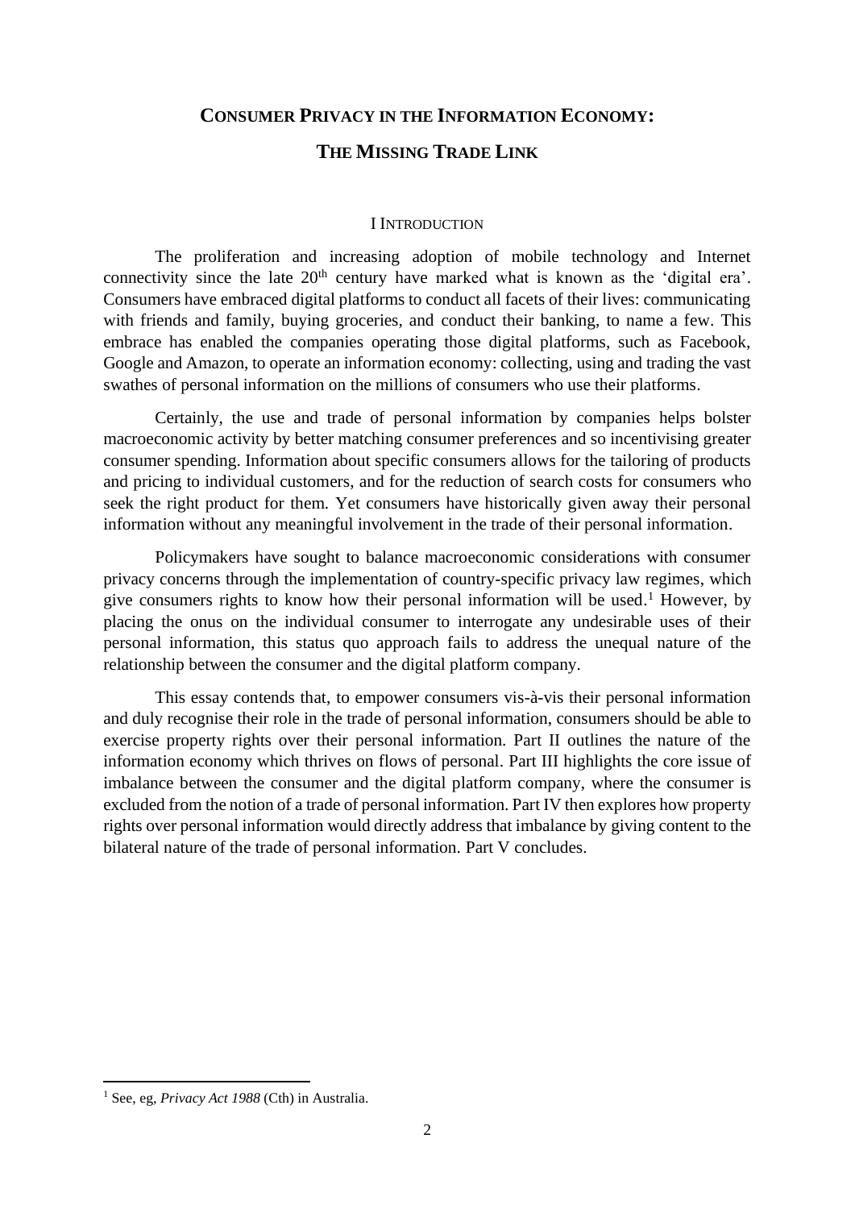# CONSUMER PRIVACY IN THE INFORMATION ECONOMY: THE MISSING TRADE LINK

## I INTRODUCTION

The proliferation and increasing adoption of mobile technology and Internet connectivity since the late 20th century have marked what is known as the 'digital era'. Consumers have embraced digital platforms to conduct all facets of their lives: communicating with friends and family, buying groceries, and conduct their banking, to name a few. This embrace has enabled the companies operating those digital platforms, such as Facebook, Google and Amazon, to operate an information economy: collecting, using and trading the vast swathes of personal information on the millions of consumers who use their platforms.

Certainly, the use and trade of personal information by companies helps bolster macroeconomic activity by better matching consumer preferences and so incentivising greater consumer spending. Information about specific consumers allows for the tailoring of products and pricing to individual customers, and for the reduction of search costs for consumers who seek the right product for them. Yet consumers have historically given away their personal information without any meaningful involvement in the trade of their personal information.

Policymakers have sought to balance macroeconomic considerations with consumer privacy concerns through the implementation of country-specific privacy law regimes, which give consumers rights to know how their personal information will be used.[1] However, by placing the onus on the individual consumer to interrogate any undesirable uses of their personal information, this status quo approach fails to address the unequal nature of the relationship between the consumer and the digital platform company.

This essay contends that, to empower consumers vis-à-vis their personal information and duly recognise their role in the trade of personal information, consumers should be able to exercise property rights over their personal information. Part II outlines the nature of the information economy which thrives on flows of personal. Part III highlights the core issue of imbalance between the consumer and the digital platform company, where the consumer is excluded from the notion of a trade of personal information. Part IV then explores how property rights over personal information would directly address that imbalance by giving content to the bilateral nature of the trade of personal information. Part V concludes.

---

[1] See, eg, *Privacy Act 1988* (Cth) in Australia.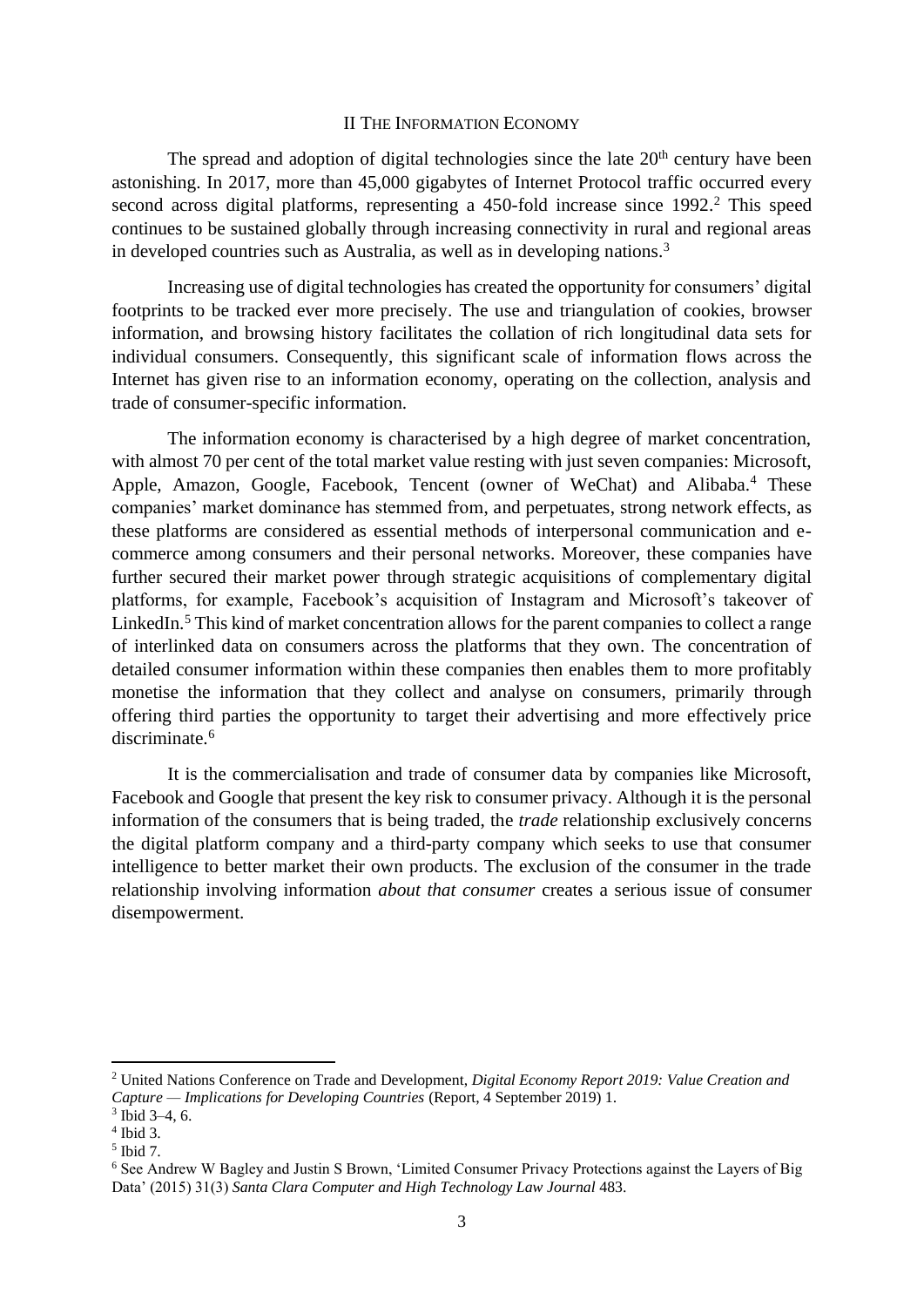## II The Information Economy

The spread and adoption of digital technologies since the late 20th century have been astonishing. In 2017, more than 45,000 gigabytes of Internet Protocol traffic occurred every second across digital platforms, representing a 450-fold increase since 1992.[2] This speed continues to be sustained globally through increasing connectivity in rural and regional areas in developed countries such as Australia, as well as in developing nations.[3]

Increasing use of digital technologies has created the opportunity for consumers' digital footprints to be tracked ever more precisely. The use and triangulation of cookies, browser information, and browsing history facilitates the collation of rich longitudinal data sets for individual consumers. Consequently, this significant scale of information flows across the Internet has given rise to an information economy, operating on the collection, analysis and trade of consumer-specific information.

The information economy is characterised by a high degree of market concentration, with almost 70 per cent of the total market value resting with just seven companies: Microsoft, Apple, Amazon, Google, Facebook, Tencent (owner of WeChat) and Alibaba.[4] These companies' market dominance has stemmed from, and perpetuates, strong network effects, as these platforms are considered as essential methods of interpersonal communication and e-commerce among consumers and their personal networks. Moreover, these companies have further secured their market power through strategic acquisitions of complementary digital platforms, for example, Facebook's acquisition of Instagram and Microsoft's takeover of LinkedIn.[5] This kind of market concentration allows for the parent companies to collect a range of interlinked data on consumers across the platforms that they own. The concentration of detailed consumer information within these companies then enables them to more profitably monetise the information that they collect and analyse on consumers, primarily through offering third parties the opportunity to target their advertising and more effectively price discriminate.[6]

It is the commercialisation and trade of consumer data by companies like Microsoft, Facebook and Google that present the key risk to consumer privacy. Although it is the personal information of the consumers that is being traded, the *trade* relationship exclusively concerns the digital platform company and a third-party company which seeks to use that consumer intelligence to better market their own products. The exclusion of the consumer in the trade relationship involving information *about that consumer* creates a serious issue of consumer disempowerment.

---

[2] United Nations Conference on Trade and Development, *Digital Economy Report 2019: Value Creation and Capture — Implications for Developing Countries* (Report, 4 September 2019) 1.

[3] Ibid 3–4, 6.

[4] Ibid 3.

[5] Ibid 7.

[6] See Andrew W Bagley and Justin S Brown, 'Limited Consumer Privacy Protections against the Layers of Big Data' (2015) 31(3) *Santa Clara Computer and High Technology Law Journal* 483.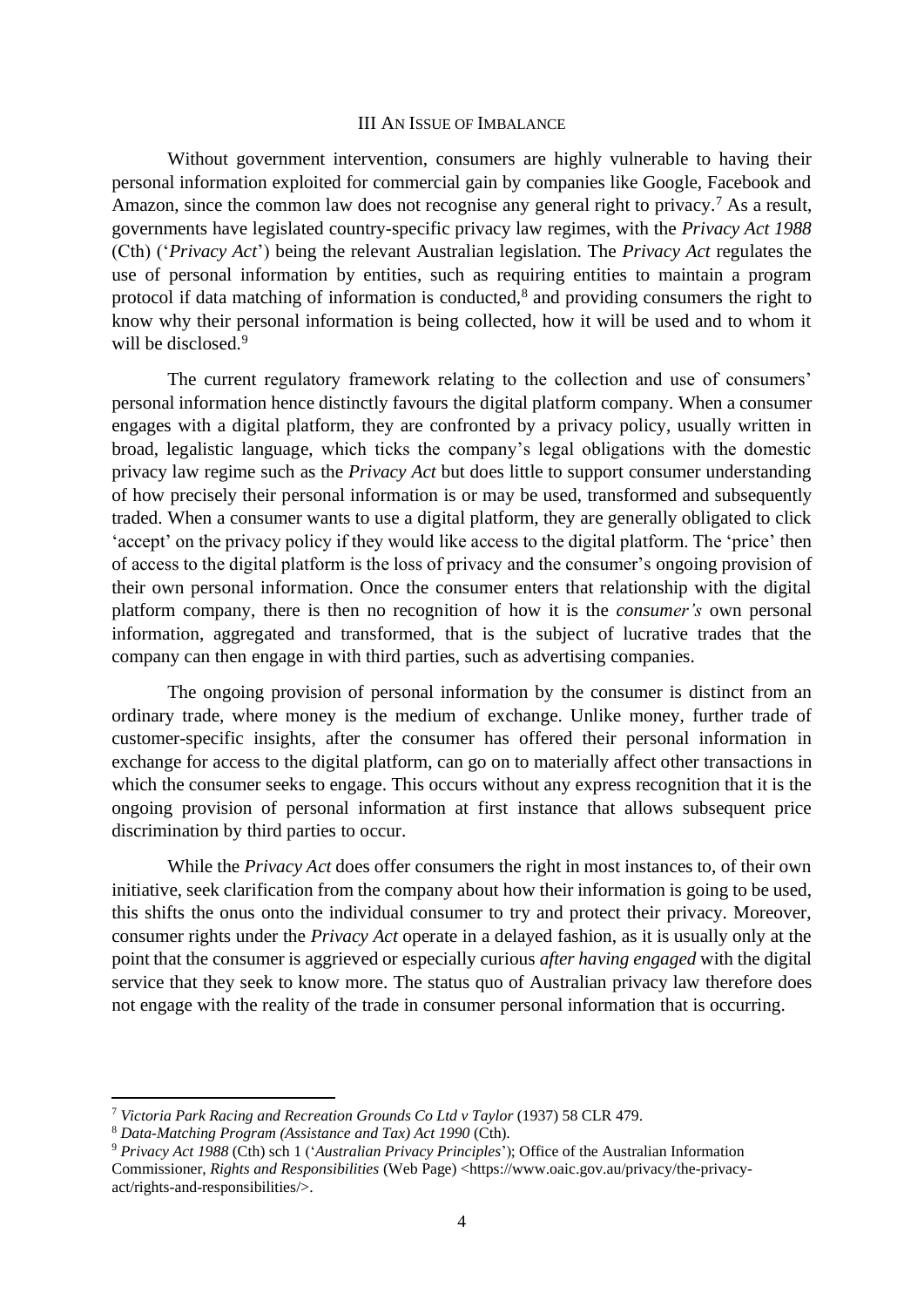## III An Issue of Imbalance

Without government intervention, consumers are highly vulnerable to having their personal information exploited for commercial gain by companies like Google, Facebook and Amazon, since the common law does not recognise any general right to privacy.[7] As a result, governments have legislated country-specific privacy law regimes, with the *Privacy Act 1988* (Cth) ('*Privacy Act*') being the relevant Australian legislation. The *Privacy Act* regulates the use of personal information by entities, such as requiring entities to maintain a program protocol if data matching of information is conducted,[8] and providing consumers the right to know why their personal information is being collected, how it will be used and to whom it will be disclosed.[9]

The current regulatory framework relating to the collection and use of consumers' personal information hence distinctly favours the digital platform company. When a consumer engages with a digital platform, they are confronted by a privacy policy, usually written in broad, legalistic language, which ticks the company's legal obligations with the domestic privacy law regime such as the *Privacy Act* but does little to support consumer understanding of how precisely their personal information is or may be used, transformed and subsequently traded. When a consumer wants to use a digital platform, they are generally obligated to click 'accept' on the privacy policy if they would like access to the digital platform. The 'price' then of access to the digital platform is the loss of privacy and the consumer's ongoing provision of their own personal information. Once the consumer enters that relationship with the digital platform company, there is then no recognition of how it is the *consumer's* own personal information, aggregated and transformed, that is the subject of lucrative trades that the company can then engage in with third parties, such as advertising companies.

The ongoing provision of personal information by the consumer is distinct from an ordinary trade, where money is the medium of exchange. Unlike money, further trade of customer-specific insights, after the consumer has offered their personal information in exchange for access to the digital platform, can go on to materially affect other transactions in which the consumer seeks to engage. This occurs without any express recognition that it is the ongoing provision of personal information at first instance that allows subsequent price discrimination by third parties to occur.

While the *Privacy Act* does offer consumers the right in most instances to, of their own initiative, seek clarification from the company about how their information is going to be used, this shifts the onus onto the individual consumer to try and protect their privacy. Moreover, consumer rights under the *Privacy Act* operate in a delayed fashion, as it is usually only at the point that the consumer is aggrieved or especially curious *after having engaged* with the digital service that they seek to know more. The status quo of Australian privacy law therefore does not engage with the reality of the trade in consumer personal information that is occurring.

---

[7] *Victoria Park Racing and Recreation Grounds Co Ltd v Taylor* (1937) 58 CLR 479.

[8] *Data-Matching Program (Assistance and Tax) Act 1990* (Cth).

[9] *Privacy Act 1988* (Cth) sch 1 ('*Australian Privacy Principles*'); Office of the Australian Information Commissioner, *Rights and Responsibilities* (Web Page) <https://www.oaic.gov.au/privacy/the-privacy-act/rights-and-responsibilities/>.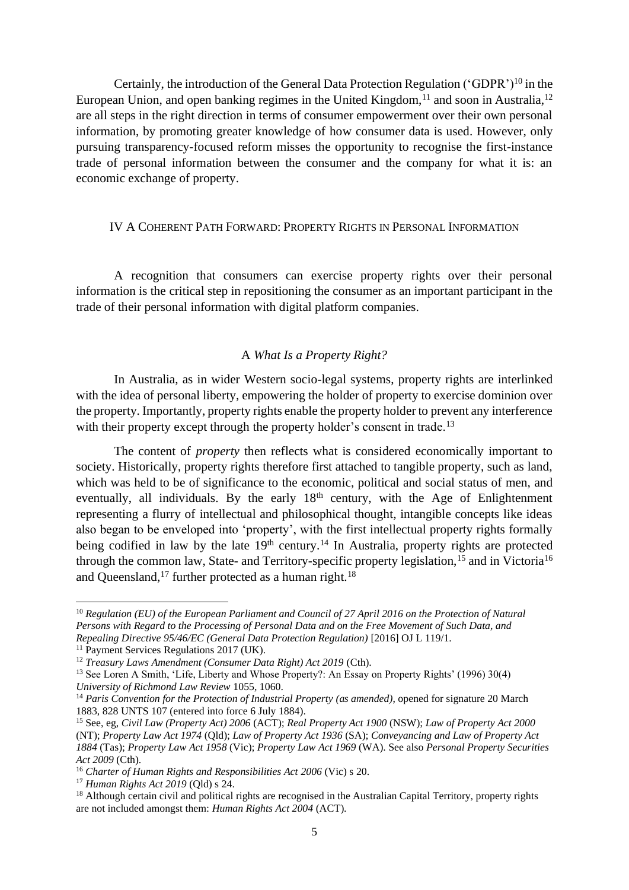Certainly, the introduction of the General Data Protection Regulation ('GDPR')[10] in the European Union, and open banking regimes in the United Kingdom,[11] and soon in Australia,[12] are all steps in the right direction in terms of consumer empowerment over their own personal information, by promoting greater knowledge of how consumer data is used. However, only pursuing transparency-focused reform misses the opportunity to recognise the first-instance trade of personal information between the consumer and the company for what it is: an economic exchange of property.

## IV A Coherent Path Forward: Property Rights in Personal Information

A recognition that consumers can exercise property rights over their personal information is the critical step in repositioning the consumer as an important participant in the trade of their personal information with digital platform companies.

### A *What Is a Property Right?*

In Australia, as in wider Western socio-legal systems, property rights are interlinked with the idea of personal liberty, empowering the holder of property to exercise dominion over the property. Importantly, property rights enable the property holder to prevent any interference with their property except through the property holder's consent in trade.[13]

The content of *property* then reflects what is considered economically important to society. Historically, property rights therefore first attached to tangible property, such as land, which was held to be of significance to the economic, political and social status of men, and eventually, all individuals. By the early 18th century, with the Age of Enlightenment representing a flurry of intellectual and philosophical thought, intangible concepts like ideas also began to be enveloped into 'property', with the first intellectual property rights formally being codified in law by the late 19th century.[14] In Australia, property rights are protected through the common law, State- and Territory-specific property legislation,[15] and in Victoria[16] and Queensland,[17] further protected as a human right.[18]

---

[10] *Regulation (EU) of the European Parliament and Council of 27 April 2016 on the Protection of Natural Persons with Regard to the Processing of Personal Data and on the Free Movement of Such Data, and Repealing Directive 95/46/EC (General Data Protection Regulation)* [2016] OJ L 119/1.

[11] Payment Services Regulations 2017 (UK).

[12] *Treasury Laws Amendment (Consumer Data Right) Act 2019* (Cth).

[13] See Loren A Smith, 'Life, Liberty and Whose Property?: An Essay on Property Rights' (1996) 30(4) *University of Richmond Law Review* 1055, 1060.

[14] *Paris Convention for the Protection of Industrial Property (as amended)*, opened for signature 20 March 1883, 828 UNTS 107 (entered into force 6 July 1884).

[15] See, eg, *Civil Law (Property Act) 2006* (ACT); *Real Property Act 1900* (NSW); *Law of Property Act 2000* (NT); *Property Law Act 1974* (Qld); *Law of Property Act 1936* (SA); *Conveyancing and Law of Property Act 1884* (Tas); *Property Law Act 1958* (Vic); *Property Law Act 1969* (WA). See also *Personal Property Securities Act 2009* (Cth).

[16] *Charter of Human Rights and Responsibilities Act 2006* (Vic) s 20.

[17] *Human Rights Act 2019* (Qld) s 24.

[18] Although certain civil and political rights are recognised in the Australian Capital Territory, property rights are not included amongst them: *Human Rights Act 2004* (ACT).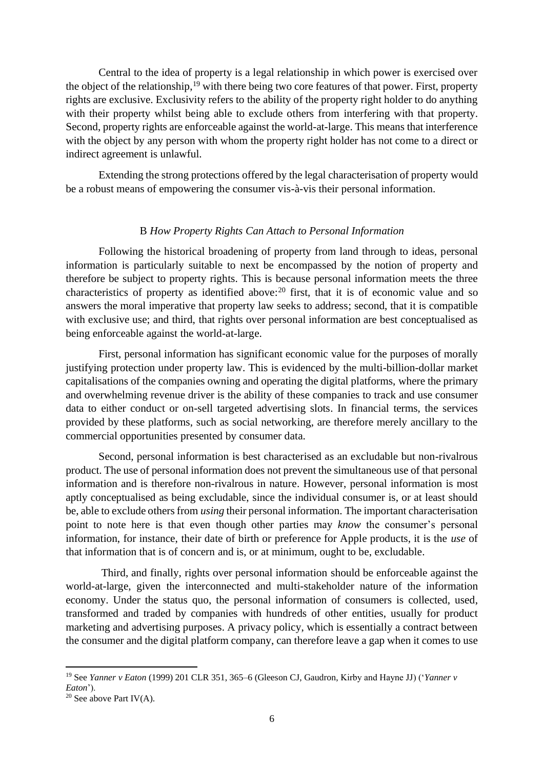Central to the idea of property is a legal relationship in which power is exercised over the object of the relationship,[19] with there being two core features of that power. First, property rights are exclusive. Exclusivity refers to the ability of the property right holder to do anything with their property whilst being able to exclude others from interfering with that property. Second, property rights are enforceable against the world-at-large. This means that interference with the object by any person with whom the property right holder has not come to a direct or indirect agreement is unlawful.

Extending the strong protections offered by the legal characterisation of property would be a robust means of empowering the consumer vis-à-vis their personal information.

### B *How Property Rights Can Attach to Personal Information*

Following the historical broadening of property from land through to ideas, personal information is particularly suitable to next be encompassed by the notion of property and therefore be subject to property rights. This is because personal information meets the three characteristics of property as identified above:[20] first, that it is of economic value and so answers the moral imperative that property law seeks to address; second, that it is compatible with exclusive use; and third, that rights over personal information are best conceptualised as being enforceable against the world-at-large.

First, personal information has significant economic value for the purposes of morally justifying protection under property law. This is evidenced by the multi-billion-dollar market capitalisations of the companies owning and operating the digital platforms, where the primary and overwhelming revenue driver is the ability of these companies to track and use consumer data to either conduct or on-sell targeted advertising slots. In financial terms, the services provided by these platforms, such as social networking, are therefore merely ancillary to the commercial opportunities presented by consumer data.

Second, personal information is best characterised as an excludable but non-rivalrous product. The use of personal information does not prevent the simultaneous use of that personal information and is therefore non-rivalrous in nature. However, personal information is most aptly conceptualised as being excludable, since the individual consumer is, or at least should be, able to exclude others from *using* their personal information. The important characterisation point to note here is that even though other parties may *know* the consumer's personal information, for instance, their date of birth or preference for Apple products, it is the *use* of that information that is of concern and is, or at minimum, ought to be, excludable.

Third, and finally, rights over personal information should be enforceable against the world-at-large, given the interconnected and multi-stakeholder nature of the information economy. Under the status quo, the personal information of consumers is collected, used, transformed and traded by companies with hundreds of other entities, usually for product marketing and advertising purposes. A privacy policy, which is essentially a contract between the consumer and the digital platform company, can therefore leave a gap when it comes to use

---

[19] See *Yanner v Eaton* (1999) 201 CLR 351, 365–6 (Gleeson CJ, Gaudron, Kirby and Hayne JJ) ('*Yanner v Eaton*').

[20] See above Part IV(A).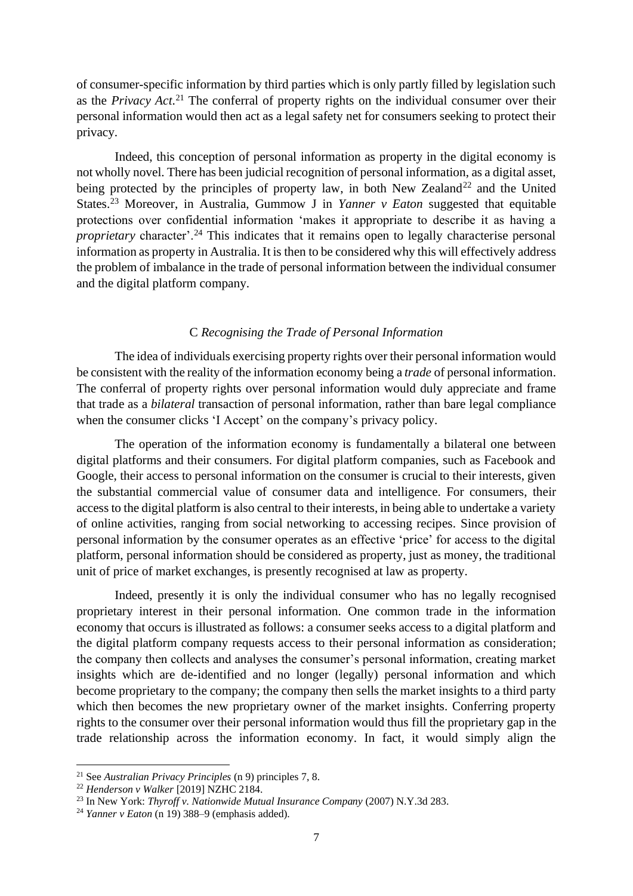of consumer-specific information by third parties which is only partly filled by legislation such as the *Privacy Act*.[21] The conferral of property rights on the individual consumer over their personal information would then act as a legal safety net for consumers seeking to protect their privacy.

Indeed, this conception of personal information as property in the digital economy is not wholly novel. There has been judicial recognition of personal information, as a digital asset, being protected by the principles of property law, in both New Zealand[22] and the United States.[23] Moreover, in Australia, Gummow J in *Yanner v Eaton* suggested that equitable protections over confidential information 'makes it appropriate to describe it as having a *proprietary* character'.[24] This indicates that it remains open to legally characterise personal information as property in Australia. It is then to be considered why this will effectively address the problem of imbalance in the trade of personal information between the individual consumer and the digital platform company.

### C *Recognising the Trade of Personal Information*

The idea of individuals exercising property rights over their personal information would be consistent with the reality of the information economy being a *trade* of personal information. The conferral of property rights over personal information would duly appreciate and frame that trade as a *bilateral* transaction of personal information, rather than bare legal compliance when the consumer clicks 'I Accept' on the company's privacy policy.

The operation of the information economy is fundamentally a bilateral one between digital platforms and their consumers. For digital platform companies, such as Facebook and Google, their access to personal information on the consumer is crucial to their interests, given the substantial commercial value of consumer data and intelligence. For consumers, their access to the digital platform is also central to their interests, in being able to undertake a variety of online activities, ranging from social networking to accessing recipes. Since provision of personal information by the consumer operates as an effective 'price' for access to the digital platform, personal information should be considered as property, just as money, the traditional unit of price of market exchanges, is presently recognised at law as property.

Indeed, presently it is only the individual consumer who has no legally recognised proprietary interest in their personal information. One common trade in the information economy that occurs is illustrated as follows: a consumer seeks access to a digital platform and the digital platform company requests access to their personal information as consideration; the company then collects and analyses the consumer's personal information, creating market insights which are de-identified and no longer (legally) personal information and which become proprietary to the company; the company then sells the market insights to a third party which then becomes the new proprietary owner of the market insights. Conferring property rights to the consumer over their personal information would thus fill the proprietary gap in the trade relationship across the information economy. In fact, it would simply align the

---

[21] See *Australian Privacy Principles* (n 9) principles 7, 8.

[22] *Henderson v Walker* [2019] NZHC 2184.

[23] In New York: *Thyroff v. Nationwide Mutual Insurance Company* (2007) N.Y.3d 283.

[24] *Yanner v Eaton* (n 19) 388–9 (emphasis added).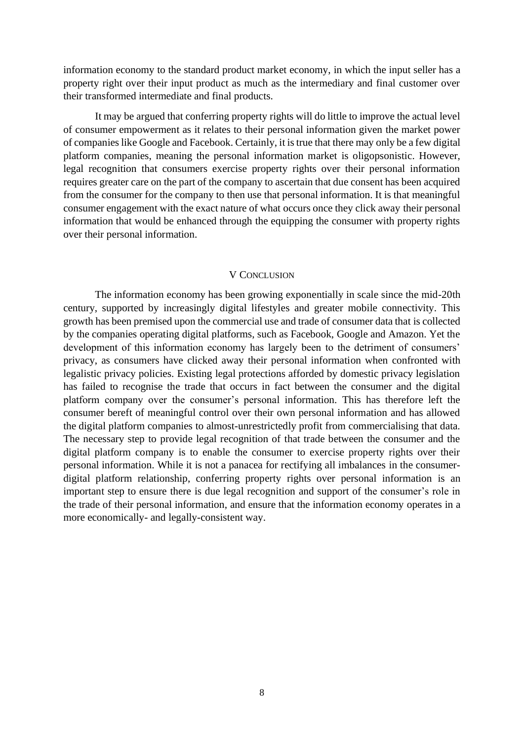information economy to the standard product market economy, in which the input seller has a property right over their input product as much as the intermediary and final customer over their transformed intermediate and final products.

It may be argued that conferring property rights will do little to improve the actual level of consumer empowerment as it relates to their personal information given the market power of companies like Google and Facebook. Certainly, it is true that there may only be a few digital platform companies, meaning the personal information market is oligopsonistic. However, legal recognition that consumers exercise property rights over their personal information requires greater care on the part of the company to ascertain that due consent has been acquired from the consumer for the company to then use that personal information. It is that meaningful consumer engagement with the exact nature of what occurs once they click away their personal information that would be enhanced through the equipping the consumer with property rights over their personal information.

## V Conclusion

The information economy has been growing exponentially in scale since the mid-20th century, supported by increasingly digital lifestyles and greater mobile connectivity. This growth has been premised upon the commercial use and trade of consumer data that is collected by the companies operating digital platforms, such as Facebook, Google and Amazon. Yet the development of this information economy has largely been to the detriment of consumers' privacy, as consumers have clicked away their personal information when confronted with legalistic privacy policies. Existing legal protections afforded by domestic privacy legislation has failed to recognise the trade that occurs in fact between the consumer and the digital platform company over the consumer's personal information. This has therefore left the consumer bereft of meaningful control over their own personal information and has allowed the digital platform companies to almost-unrestrictedly profit from commercialising that data. The necessary step to provide legal recognition of that trade between the consumer and the digital platform company is to enable the consumer to exercise property rights over their personal information. While it is not a panacea for rectifying all imbalances in the consumer-digital platform relationship, conferring property rights over personal information is an important step to ensure there is due legal recognition and support of the consumer's role in the trade of their personal information, and ensure that the information economy operates in a more economically- and legally-consistent way.